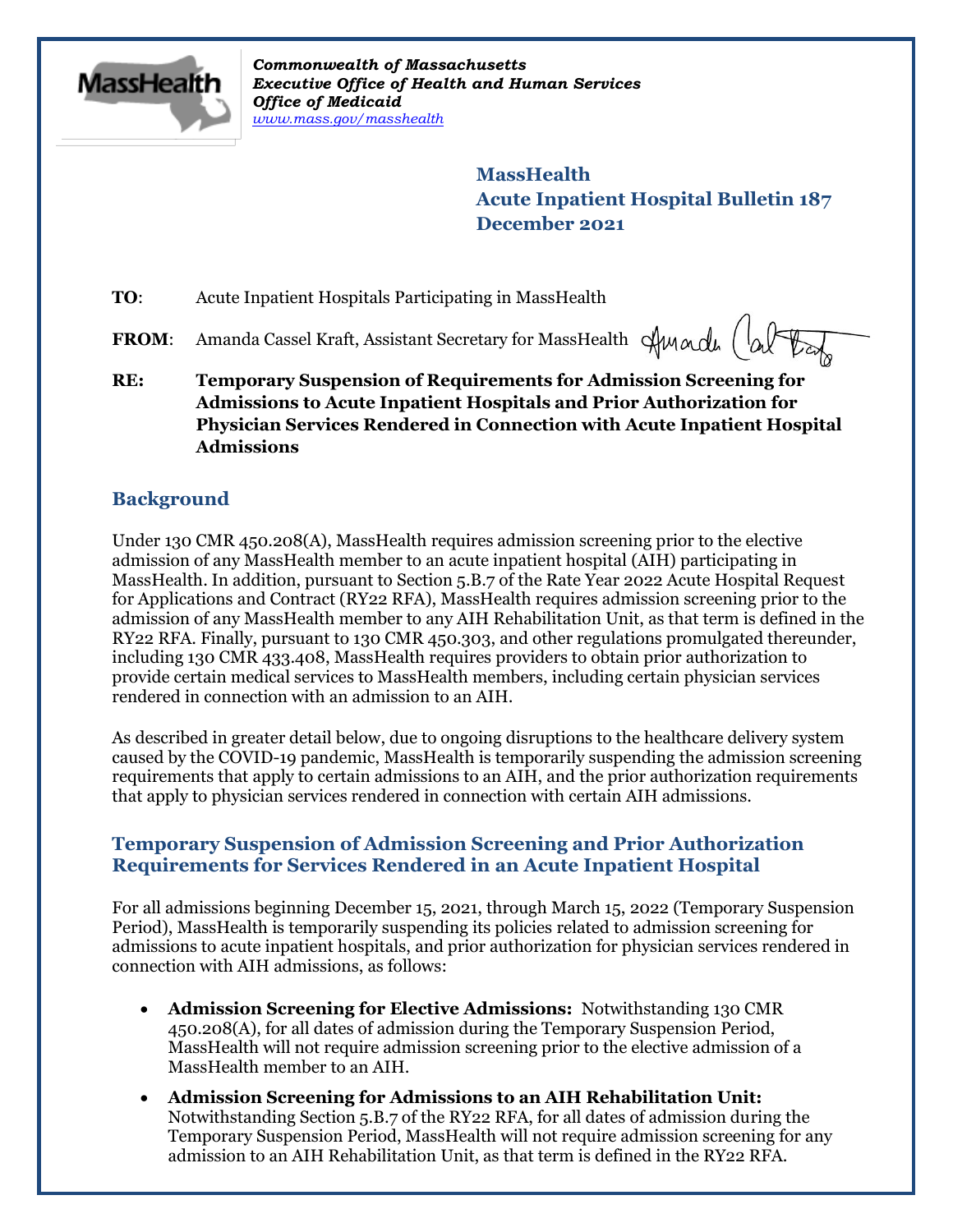*Commonwealth of Massachusetts*
*Executive Office of Health and Human Services*
*Office of Medicaid*
*www.mass.gov/masshealth*

**MassHealth**
**Acute Inpatient Hospital Bulletin 187**
**December 2021**

**TO**: Acute Inpatient Hospitals Participating in MassHealth

**FROM**: Amanda Cassel Kraft, Assistant Secretary for MassHealth

**RE: Temporary Suspension of Requirements for Admission Screening for Admissions to Acute Inpatient Hospitals and Prior Authorization for Physician Services Rendered in Connection with Acute Inpatient Hospital Admissions**

## Background

Under 130 CMR 450.208(A), MassHealth requires admission screening prior to the elective admission of any MassHealth member to an acute inpatient hospital (AIH) participating in MassHealth. In addition, pursuant to Section 5.B.7 of the Rate Year 2022 Acute Hospital Request for Applications and Contract (RY22 RFA), MassHealth requires admission screening prior to the admission of any MassHealth member to any AIH Rehabilitation Unit, as that term is defined in the RY22 RFA. Finally, pursuant to 130 CMR 450.303, and other regulations promulgated thereunder, including 130 CMR 433.408, MassHealth requires providers to obtain prior authorization to provide certain medical services to MassHealth members, including certain physician services rendered in connection with an admission to an AIH.

As described in greater detail below, due to ongoing disruptions to the healthcare delivery system caused by the COVID-19 pandemic, MassHealth is temporarily suspending the admission screening requirements that apply to certain admissions to an AIH, and the prior authorization requirements that apply to physician services rendered in connection with certain AIH admissions.

### Temporary Suspension of Admission Screening and Prior Authorization Requirements for Services Rendered in an Acute Inpatient Hospital

For all admissions beginning December 15, 2021, through March 15, 2022 (Temporary Suspension Period), MassHealth is temporarily suspending its policies related to admission screening for admissions to acute inpatient hospitals, and prior authorization for physician services rendered in connection with AIH admissions, as follows:

- **Admission Screening for Elective Admissions:** Notwithstanding 130 CMR 450.208(A), for all dates of admission during the Temporary Suspension Period, MassHealth will not require admission screening prior to the elective admission of a MassHealth member to an AIH.
- **Admission Screening for Admissions to an AIH Rehabilitation Unit:** Notwithstanding Section 5.B.7 of the RY22 RFA, for all dates of admission during the Temporary Suspension Period, MassHealth will not require admission screening for any admission to an AIH Rehabilitation Unit, as that term is defined in the RY22 RFA.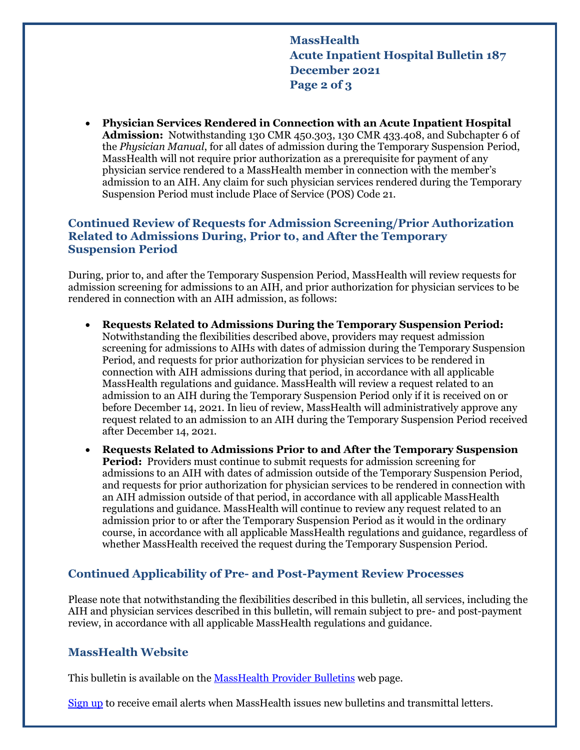- **Physician Services Rendered in Connection with an Acute Inpatient Hospital Admission:** Notwithstanding 130 CMR 450.303, 130 CMR 433.408, and Subchapter 6 of the *Physician Manual*, for all dates of admission during the Temporary Suspension Period, MassHealth will not require prior authorization as a prerequisite for payment of any physician service rendered to a MassHealth member in connection with the member's admission to an AIH. Any claim for such physician services rendered during the Temporary Suspension Period must include Place of Service (POS) Code 21.

## Continued Review of Requests for Admission Screening/Prior Authorization Related to Admissions During, Prior to, and After the Temporary Suspension Period

During, prior to, and after the Temporary Suspension Period, MassHealth will review requests for admission screening for admissions to an AIH, and prior authorization for physician services to be rendered in connection with an AIH admission, as follows:

- **Requests Related to Admissions During the Temporary Suspension Period:** Notwithstanding the flexibilities described above, providers may request admission screening for admissions to AIHs with dates of admission during the Temporary Suspension Period, and requests for prior authorization for physician services to be rendered in connection with AIH admissions during that period, in accordance with all applicable MassHealth regulations and guidance. MassHealth will review a request related to an admission to an AIH during the Temporary Suspension Period only if it is received on or before December 14, 2021. In lieu of review, MassHealth will administratively approve any request related to an admission to an AIH during the Temporary Suspension Period received after December 14, 2021.
- **Requests Related to Admissions Prior to and After the Temporary Suspension Period:** Providers must continue to submit requests for admission screening for admissions to an AIH with dates of admission outside of the Temporary Suspension Period, and requests for prior authorization for physician services to be rendered in connection with an AIH admission outside of that period, in accordance with all applicable MassHealth regulations and guidance. MassHealth will continue to review any request related to an admission prior to or after the Temporary Suspension Period as it would in the ordinary course, in accordance with all applicable MassHealth regulations and guidance, regardless of whether MassHealth received the request during the Temporary Suspension Period.

## Continued Applicability of Pre- and Post-Payment Review Processes

Please note that notwithstanding the flexibilities described in this bulletin, all services, including the AIH and physician services described in this bulletin, will remain subject to pre- and post-payment review, in accordance with all applicable MassHealth regulations and guidance.

## MassHealth Website

This bulletin is available on the MassHealth Provider Bulletins web page.

Sign up to receive email alerts when MassHealth issues new bulletins and transmittal letters.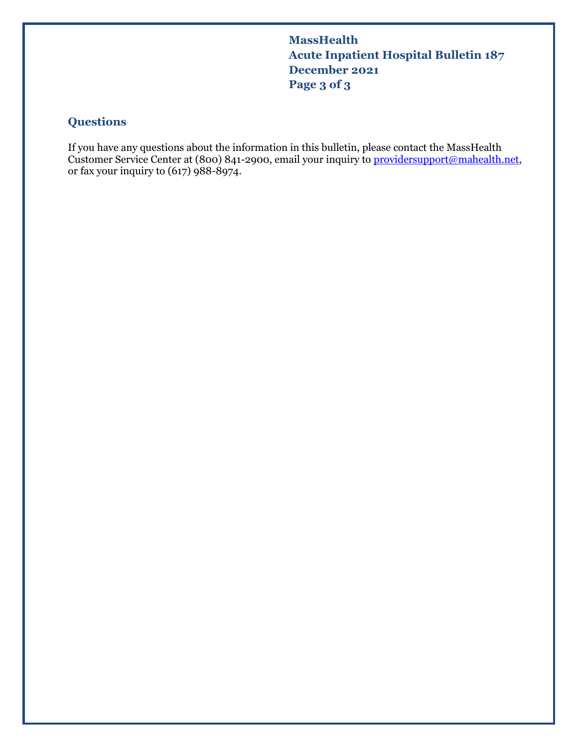## Questions

If you have any questions about the information in this bulletin, please contact the MassHealth Customer Service Center at (800) 841-2900, email your inquiry to providersupport@mahealth.net, or fax your inquiry to (617) 988-8974.